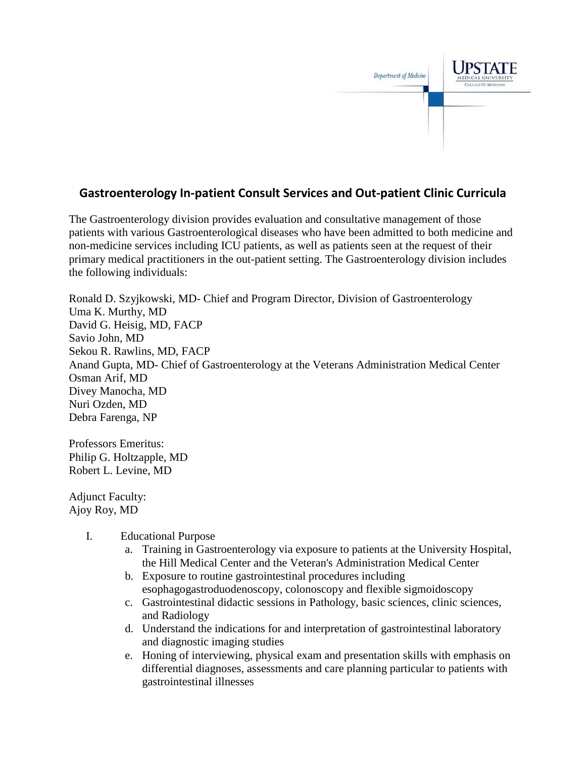Department of Medicine

UPSTATE MEDICAL UNIVERSITY
COLLEGE OF MEDICINE

## Gastroenterology In-patient Consult Services and Out-patient Clinic Curricula

The Gastroenterology division provides evaluation and consultative management of those patients with various Gastroenterological diseases who have been admitted to both medicine and non-medicine services including ICU patients, as well as patients seen at the request of their primary medical practitioners in the out-patient setting. The Gastroenterology division includes the following individuals:

Ronald D. Szyjkowski, MD- Chief and Program Director, Division of Gastroenterology
Uma K. Murthy, MD
David G. Heisig, MD, FACP
Savio John, MD
Sekou R. Rawlins, MD, FACP
Anand Gupta, MD- Chief of Gastroenterology at the Veterans Administration Medical Center
Osman Arif, MD
Divey Manocha, MD
Nuri Ozden, MD
Debra Farenga, NP

Professors Emeritus:
Philip G. Holtzapple, MD
Robert L. Levine, MD

Adjunct Faculty:
Ajoy Roy, MD

I. Educational Purpose
   a. Training in Gastroenterology via exposure to patients at the University Hospital, the Hill Medical Center and the Veteran's Administration Medical Center
   b. Exposure to routine gastrointestinal procedures including esophagogastroduodenoscopy, colonoscopy and flexible sigmoidoscopy
   c. Gastrointestinal didactic sessions in Pathology, basic sciences, clinic sciences, and Radiology
   d. Understand the indications for and interpretation of gastrointestinal laboratory and diagnostic imaging studies
   e. Honing of interviewing, physical exam and presentation skills with emphasis on differential diagnoses, assessments and care planning particular to patients with gastrointestinal illnesses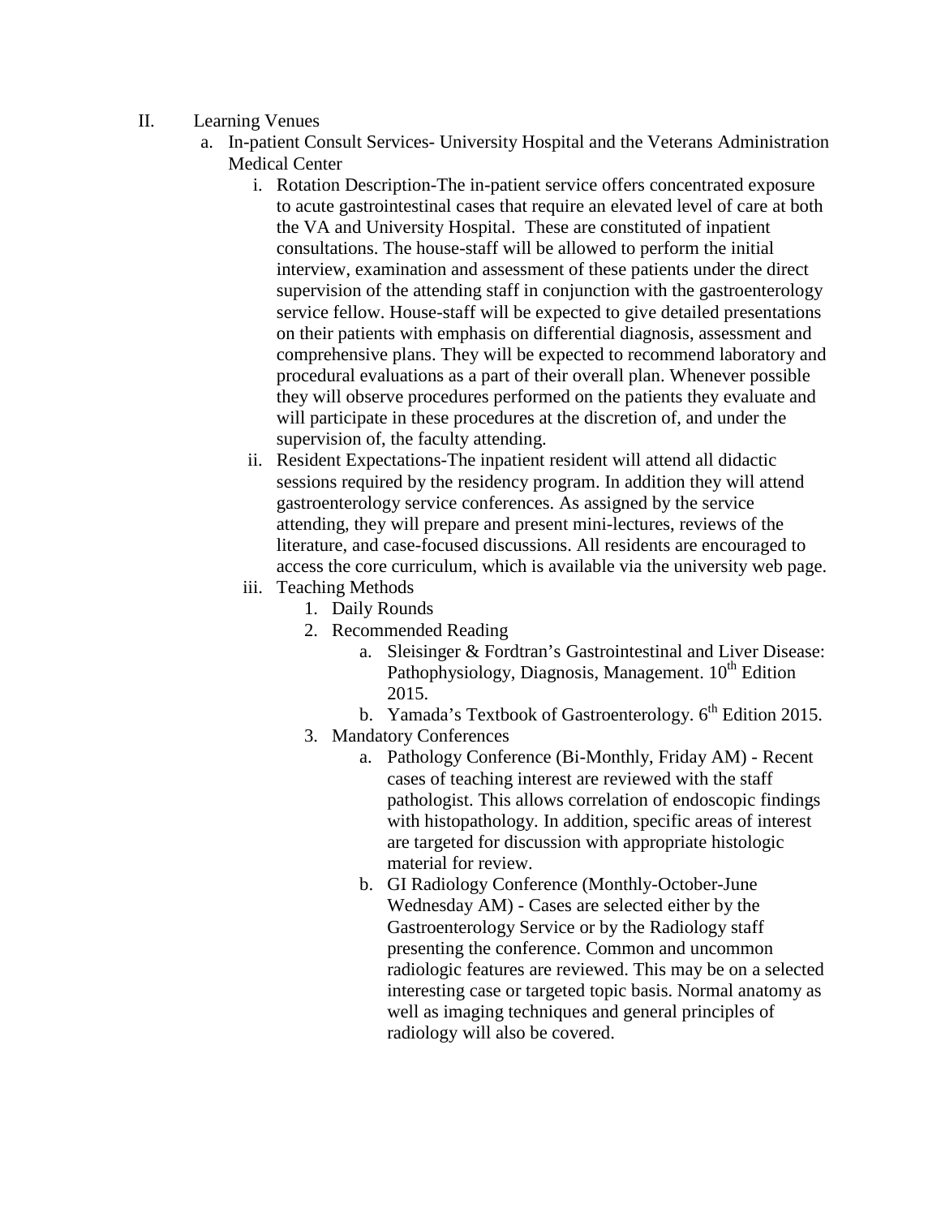II. Learning Venues

a. In-patient Consult Services- University Hospital and the Veterans Administration Medical Center

i. Rotation Description-The in-patient service offers concentrated exposure to acute gastrointestinal cases that require an elevated level of care at both the VA and University Hospital. These are constituted of inpatient consultations. The house-staff will be allowed to perform the initial interview, examination and assessment of these patients under the direct supervision of the attending staff in conjunction with the gastroenterology service fellow. House-staff will be expected to give detailed presentations on their patients with emphasis on differential diagnosis, assessment and comprehensive plans. They will be expected to recommend laboratory and procedural evaluations as a part of their overall plan. Whenever possible they will observe procedures performed on the patients they evaluate and will participate in these procedures at the discretion of, and under the supervision of, the faculty attending.

ii. Resident Expectations-The inpatient resident will attend all didactic sessions required by the residency program. In addition they will attend gastroenterology service conferences. As assigned by the service attending, they will prepare and present mini-lectures, reviews of the literature, and case-focused discussions. All residents are encouraged to access the core curriculum, which is available via the university web page.

iii. Teaching Methods

1. Daily Rounds
2. Recommended Reading
    a. Sleisinger & Fordtran's Gastrointestinal and Liver Disease: Pathophysiology, Diagnosis, Management. 10th Edition 2015.
    b. Yamada's Textbook of Gastroenterology. 6th Edition 2015.
3. Mandatory Conferences
    a. Pathology Conference (Bi-Monthly, Friday AM) - Recent cases of teaching interest are reviewed with the staff pathologist. This allows correlation of endoscopic findings with histopathology. In addition, specific areas of interest are targeted for discussion with appropriate histologic material for review.
    b. GI Radiology Conference (Monthly-October-June Wednesday AM) - Cases are selected either by the Gastroenterology Service or by the Radiology staff presenting the conference. Common and uncommon radiologic features are reviewed. This may be on a selected interesting case or targeted topic basis. Normal anatomy as well as imaging techniques and general principles of radiology will also be covered.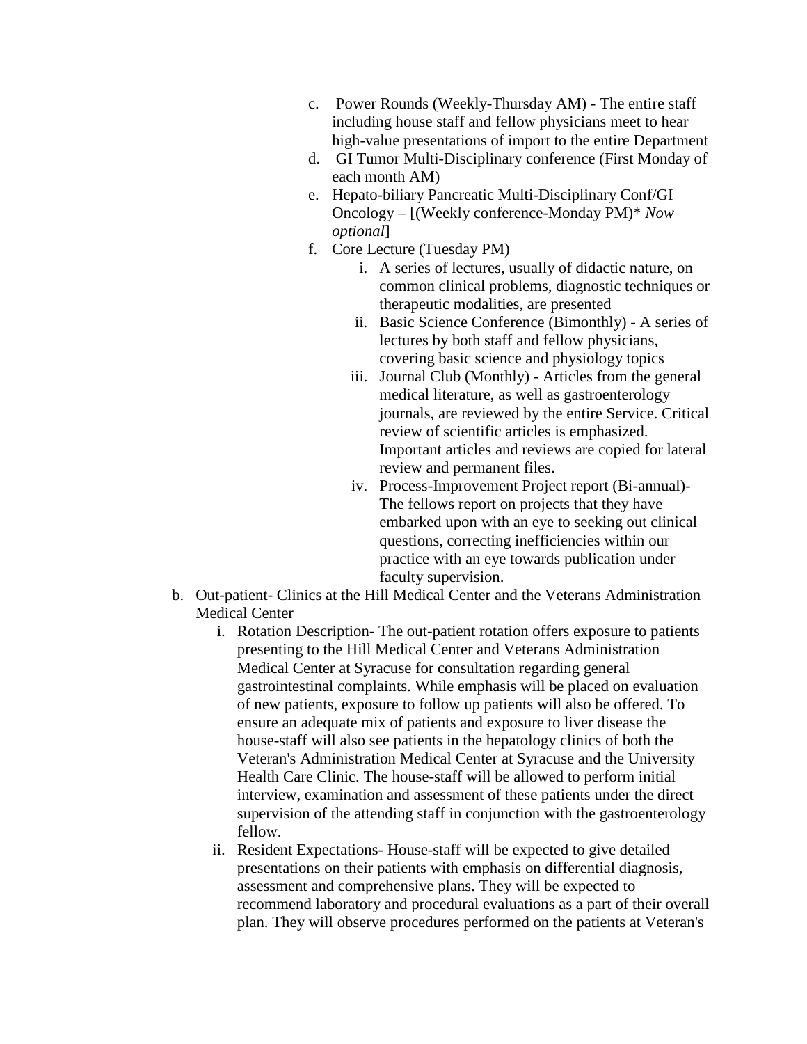c. Power Rounds (Weekly-Thursday AM) - The entire staff including house staff and fellow physicians meet to hear high-value presentations of import to the entire Department

d. GI Tumor Multi-Disciplinary conference (First Monday of each month AM)

e. Hepato-biliary Pancreatic Multi-Disciplinary Conf/GI Oncology – [(Weekly conference-Monday PM)* *Now optional*]

f. Core Lecture (Tuesday PM)

   i. A series of lectures, usually of didactic nature, on common clinical problems, diagnostic techniques or therapeutic modalities, are presented

   ii. Basic Science Conference (Bimonthly) - A series of lectures by both staff and fellow physicians, covering basic science and physiology topics

   iii. Journal Club (Monthly) - Articles from the general medical literature, as well as gastroenterology journals, are reviewed by the entire Service. Critical review of scientific articles is emphasized. Important articles and reviews are copied for lateral review and permanent files.

   iv. Process-Improvement Project report (Bi-annual)- The fellows report on projects that they have embarked upon with an eye to seeking out clinical questions, correcting inefficiencies within our practice with an eye towards publication under faculty supervision.

b. Out-patient- Clinics at the Hill Medical Center and the Veterans Administration Medical Center

   i. Rotation Description- The out-patient rotation offers exposure to patients presenting to the Hill Medical Center and Veterans Administration Medical Center at Syracuse for consultation regarding general gastrointestinal complaints. While emphasis will be placed on evaluation of new patients, exposure to follow up patients will also be offered. To ensure an adequate mix of patients and exposure to liver disease the house-staff will also see patients in the hepatology clinics of both the Veteran's Administration Medical Center at Syracuse and the University Health Care Clinic. The house-staff will be allowed to perform initial interview, examination and assessment of these patients under the direct supervision of the attending staff in conjunction with the gastroenterology fellow.

   ii. Resident Expectations- House-staff will be expected to give detailed presentations on their patients with emphasis on differential diagnosis, assessment and comprehensive plans. They will be expected to recommend laboratory and procedural evaluations as a part of their overall plan. They will observe procedures performed on the patients at Veteran's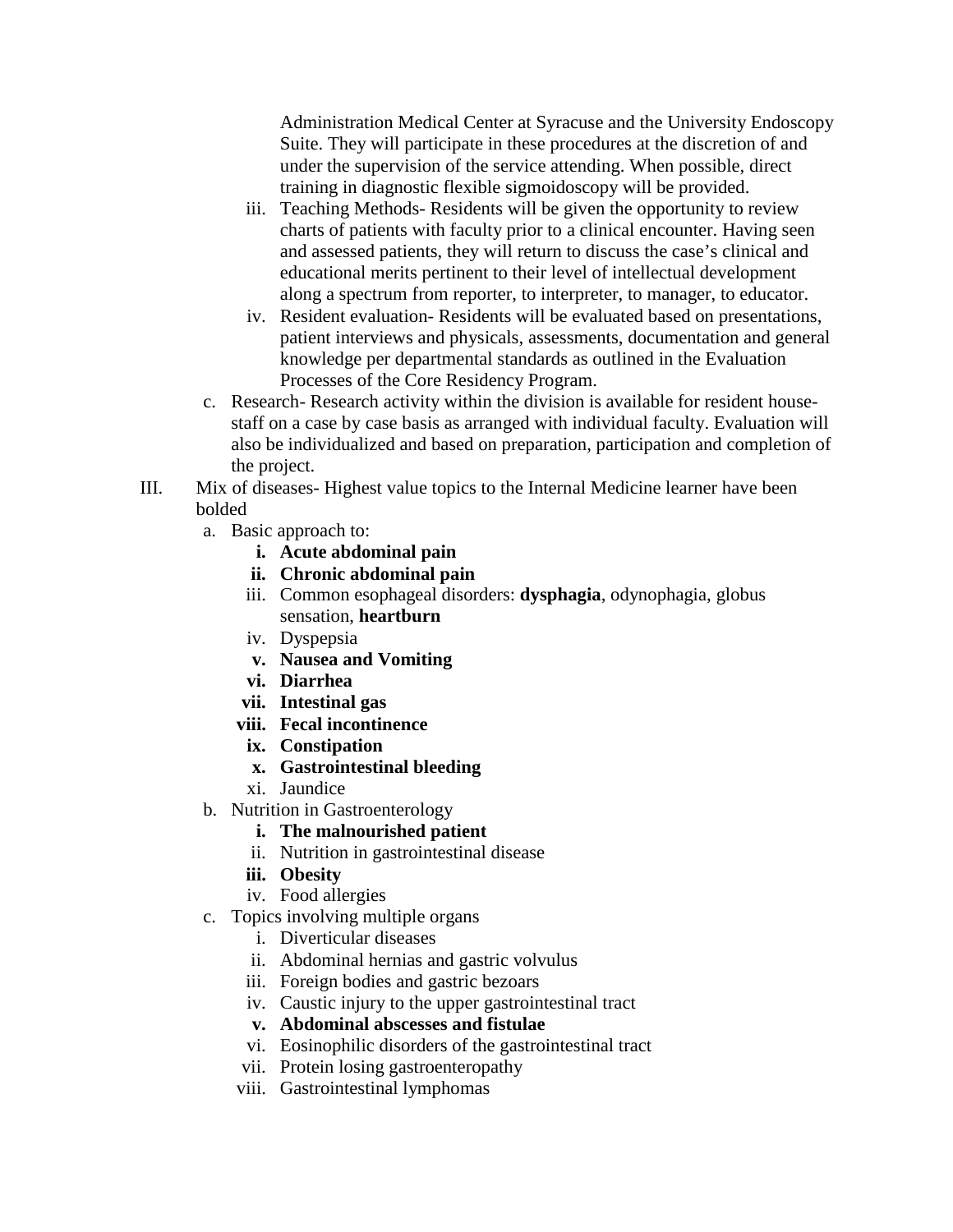Administration Medical Center at Syracuse and the University Endoscopy Suite. They will participate in these procedures at the discretion of and under the supervision of the service attending. When possible, direct training in diagnostic flexible sigmoidoscopy will be provided.

   iii. Teaching Methods- Residents will be given the opportunity to review charts of patients with faculty prior to a clinical encounter. Having seen and assessed patients, they will return to discuss the case's clinical and educational merits pertinent to their level of intellectual development along a spectrum from reporter, to interpreter, to manager, to educator.

   iv. Resident evaluation- Residents will be evaluated based on presentations, patient interviews and physicals, assessments, documentation and general knowledge per departmental standards as outlined in the Evaluation Processes of the Core Residency Program.

c. Research- Research activity within the division is available for resident house-staff on a case by case basis as arranged with individual faculty. Evaluation will also be individualized and based on preparation, participation and completion of the project.

III. Mix of diseases- Highest value topics to the Internal Medicine learner have been bolded

a. Basic approach to:
   - **i. Acute abdominal pain**
   - **ii. Chronic abdominal pain**
   - iii. Common esophageal disorders: **dysphagia**, odynophagia, globus sensation, **heartburn**
   - iv. Dyspepsia
   - **v. Nausea and Vomiting**
   - **vi. Diarrhea**
   - **vii. Intestinal gas**
   - **viii. Fecal incontinence**
   - **ix. Constipation**
   - **x. Gastrointestinal bleeding**
   - xi. Jaundice

b. Nutrition in Gastroenterology
   - **i. The malnourished patient**
   - ii. Nutrition in gastrointestinal disease
   - **iii. Obesity**
   - iv. Food allergies

c. Topics involving multiple organs
   - i. Diverticular diseases
   - ii. Abdominal hernias and gastric volvulus
   - iii. Foreign bodies and gastric bezoars
   - iv. Caustic injury to the upper gastrointestinal tract
   - **v. Abdominal abscesses and fistulae**
   - vi. Eosinophilic disorders of the gastrointestinal tract
   - vii. Protein losing gastroenteropathy
   - viii. Gastrointestinal lymphomas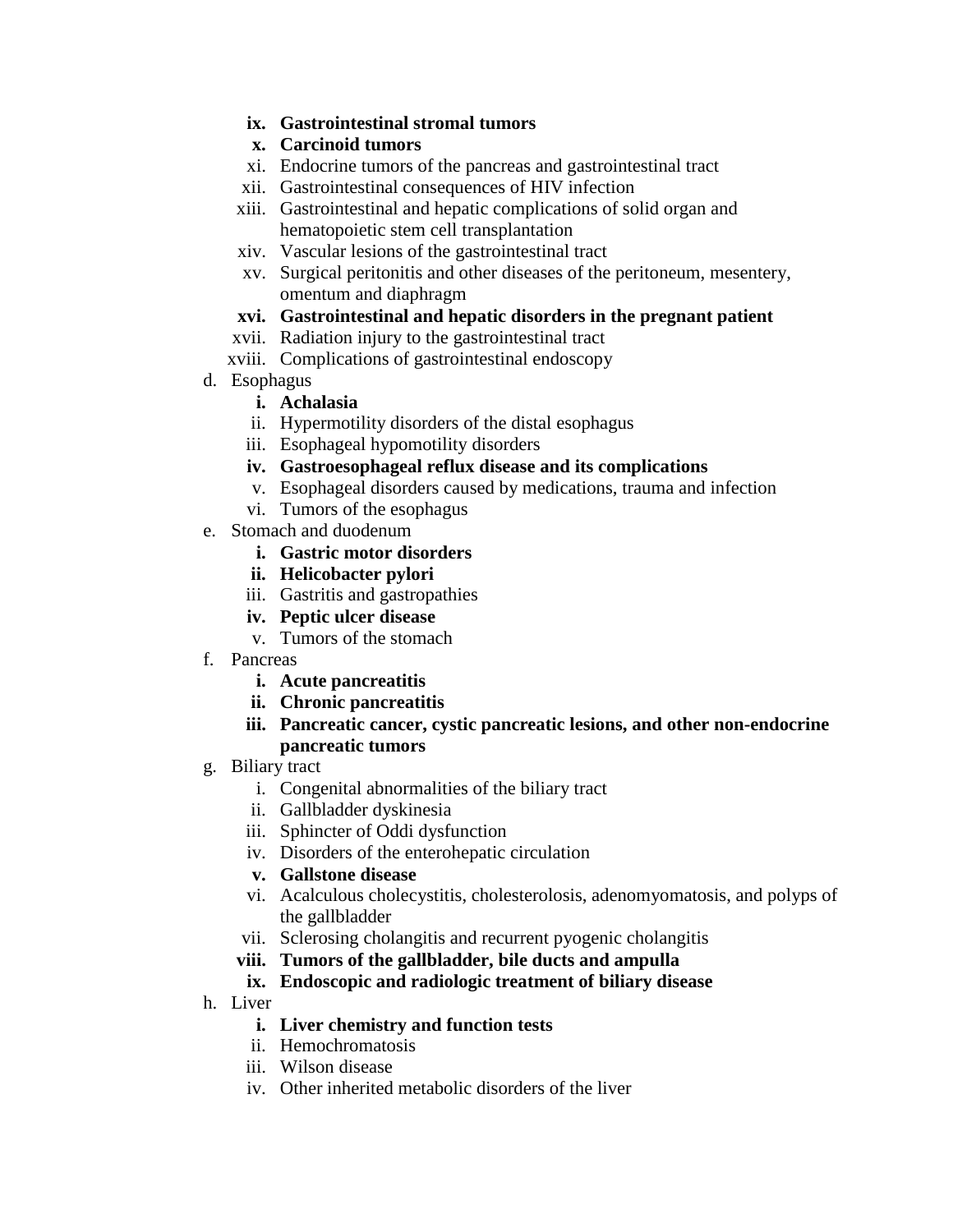ix. **Gastrointestinal stromal tumors**
x. **Carcinoid tumors**
xi. Endocrine tumors of the pancreas and gastrointestinal tract
xii. Gastrointestinal consequences of HIV infection
xiii. Gastrointestinal and hepatic complications of solid organ and hematopoietic stem cell transplantation
xiv. Vascular lesions of the gastrointestinal tract
xv. Surgical peritonitis and other diseases of the peritoneum, mesentery, omentum and diaphragm
xvi. **Gastrointestinal and hepatic disorders in the pregnant patient**
xvii. Radiation injury to the gastrointestinal tract
xviii. Complications of gastrointestinal endoscopy

d. Esophagus
   i. **Achalasia**
   ii. Hypermotility disorders of the distal esophagus
   iii. Esophageal hypomotility disorders
   iv. **Gastroesophageal reflux disease and its complications**
   v. Esophageal disorders caused by medications, trauma and infection
   vi. Tumors of the esophagus

e. Stomach and duodenum
   i. **Gastric motor disorders**
   ii. **Helicobacter pylori**
   iii. Gastritis and gastropathies
   iv. **Peptic ulcer disease**
   v. Tumors of the stomach

f. Pancreas
   i. **Acute pancreatitis**
   ii. **Chronic pancreatitis**
   iii. **Pancreatic cancer, cystic pancreatic lesions, and other non-endocrine pancreatic tumors**

g. Biliary tract
   i. Congenital abnormalities of the biliary tract
   ii. Gallbladder dyskinesia
   iii. Sphincter of Oddi dysfunction
   iv. Disorders of the enterohepatic circulation
   v. **Gallstone disease**
   vi. Acalculous cholecystitis, cholesterolosis, adenomyomatosis, and polyps of the gallbladder
   vii. Sclerosing cholangitis and recurrent pyogenic cholangitis
   viii. **Tumors of the gallbladder, bile ducts and ampulla**
   ix. **Endoscopic and radiologic treatment of biliary disease**

h. Liver
   i. **Liver chemistry and function tests**
   ii. Hemochromatosis
   iii. Wilson disease
   iv. Other inherited metabolic disorders of the liver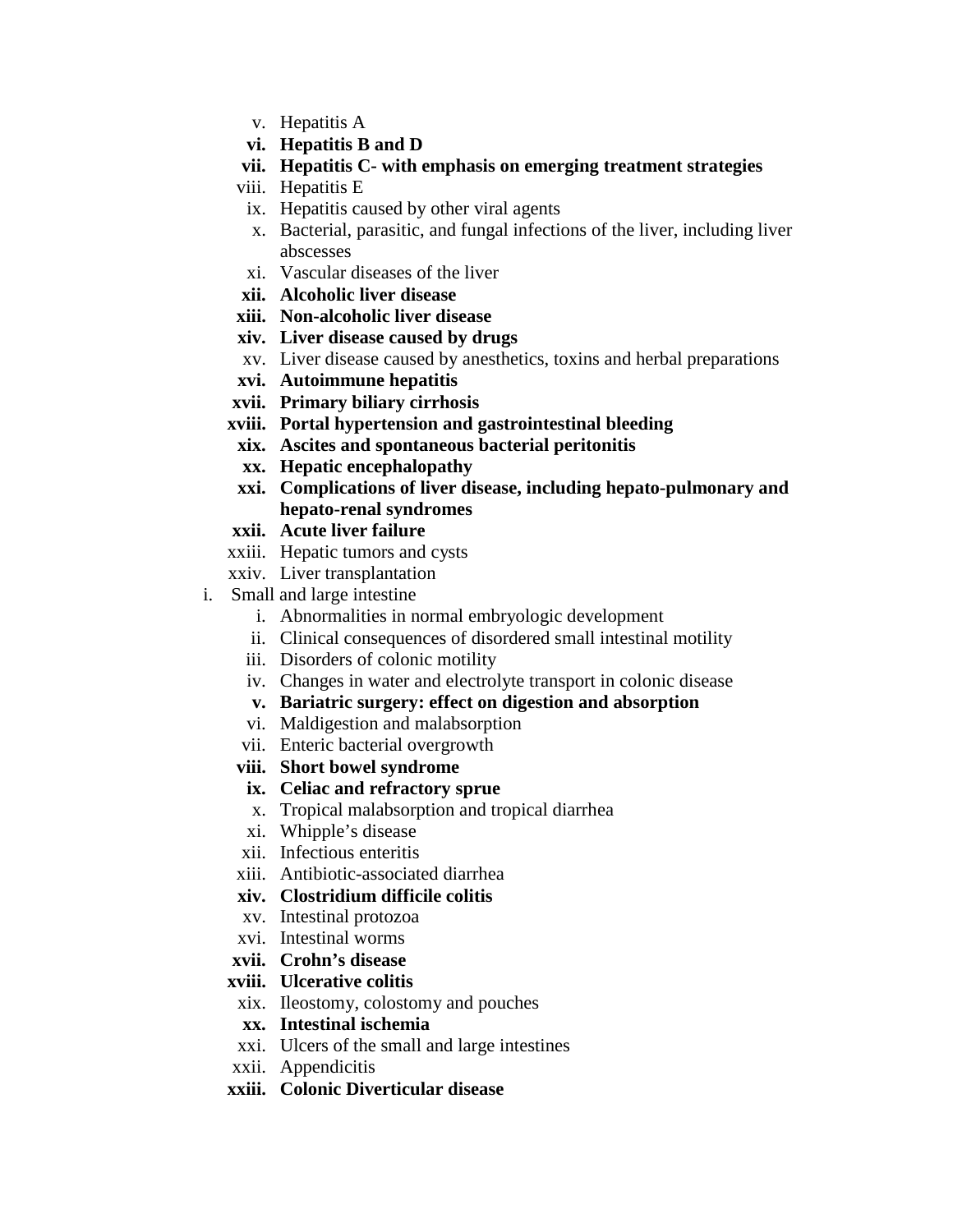v. Hepatitis A
   **vi. Hepatitis B and D**
   **vii. Hepatitis C- with emphasis on emerging treatment strategies**
   viii. Hepatitis E
   ix. Hepatitis caused by other viral agents
   x. Bacterial, parasitic, and fungal infections of the liver, including liver abscesses
   xi. Vascular diseases of the liver
   **xii. Alcoholic liver disease**
   **xiii. Non-alcoholic liver disease**
   **xiv. Liver disease caused by drugs**
   xv. Liver disease caused by anesthetics, toxins and herbal preparations
   **xvi. Autoimmune hepatitis**
   **xvii. Primary biliary cirrhosis**
   **xviii. Portal hypertension and gastrointestinal bleeding**
   **xix. Ascites and spontaneous bacterial peritonitis**
   **xx. Hepatic encephalopathy**
   **xxi. Complications of liver disease, including hepato-pulmonary and hepato-renal syndromes**
   **xxii. Acute liver failure**
   xxiii. Hepatic tumors and cysts
   xxiv. Liver transplantation

i. Small and large intestine
   i. Abnormalities in normal embryologic development
   ii. Clinical consequences of disordered small intestinal motility
   iii. Disorders of colonic motility
   iv. Changes in water and electrolyte transport in colonic disease
   **v. Bariatric surgery: effect on digestion and absorption**
   vi. Maldigestion and malabsorption
   vii. Enteric bacterial overgrowth
   **viii. Short bowel syndrome**
   **ix. Celiac and refractory sprue**
   x. Tropical malabsorption and tropical diarrhea
   xi. Whipple's disease
   xii. Infectious enteritis
   xiii. Antibiotic-associated diarrhea
   **xiv. Clostridium difficile colitis**
   xv. Intestinal protozoa
   xvi. Intestinal worms
   **xvii. Crohn's disease**
   **xviii. Ulcerative colitis**
   xix. Ileostomy, colostomy and pouches
   **xx. Intestinal ischemia**
   xxi. Ulcers of the small and large intestines
   xxii. Appendicitis
   **xxiii. Colonic Diverticular disease**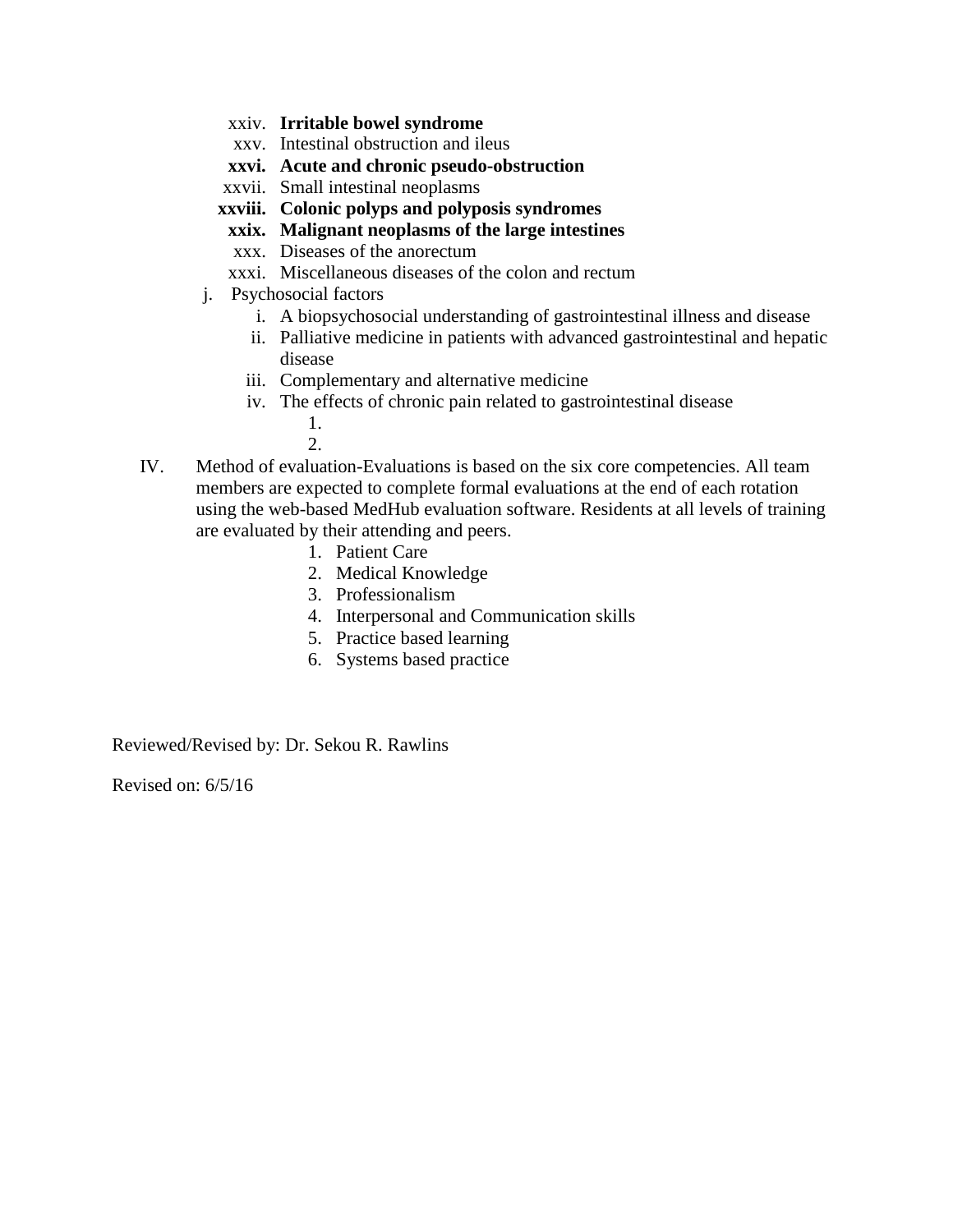xxiv. **Irritable bowel syndrome**
xxv. Intestinal obstruction and ileus
**xxvi. Acute and chronic pseudo-obstruction**
xxvii. Small intestinal neoplasms
**xxviii. Colonic polyps and polyposis syndromes**
**xxix. Malignant neoplasms of the large intestines**
xxx. Diseases of the anorectum
xxxi. Miscellaneous diseases of the colon and rectum

j. Psychosocial factors
   i. A biopsychosocial understanding of gastrointestinal illness and disease
   ii. Palliative medicine in patients with advanced gastrointestinal and hepatic disease
   iii. Complementary and alternative medicine
   iv. The effects of chronic pain related to gastrointestinal disease
      1.
      2.

IV. Method of evaluation-Evaluations is based on the six core competencies. All team members are expected to complete formal evaluations at the end of each rotation using the web-based MedHub evaluation software. Residents at all levels of training are evaluated by their attending and peers.

1. Patient Care
2. Medical Knowledge
3. Professionalism
4. Interpersonal and Communication skills
5. Practice based learning
6. Systems based practice

Reviewed/Revised by: Dr. Sekou R. Rawlins

Revised on: 6/5/16